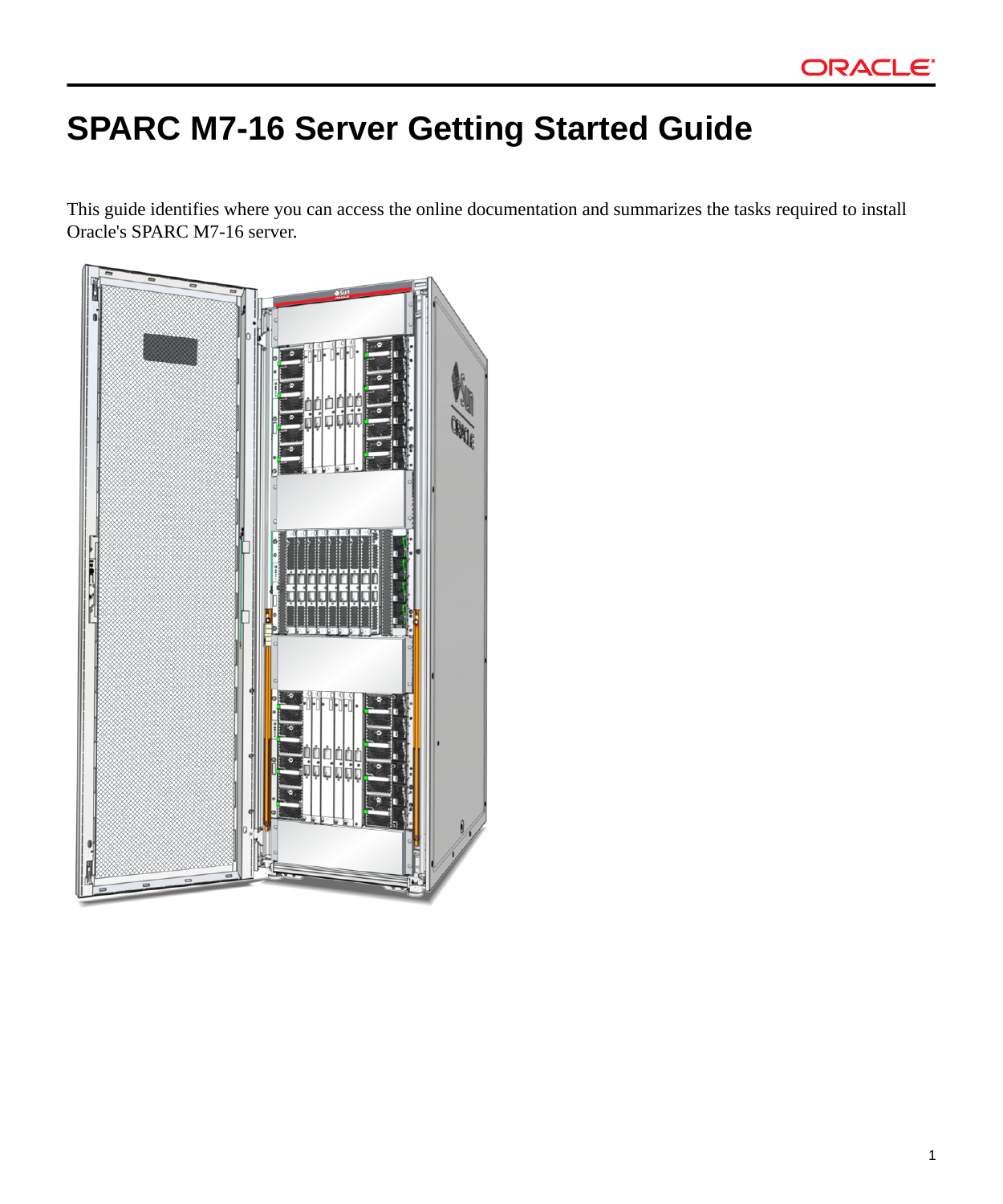# SPARC M7-16 Server Getting Started Guide

This guide identifies where you can access the online documentation and summarizes the tasks required to install Oracle's SPARC M7-16 server.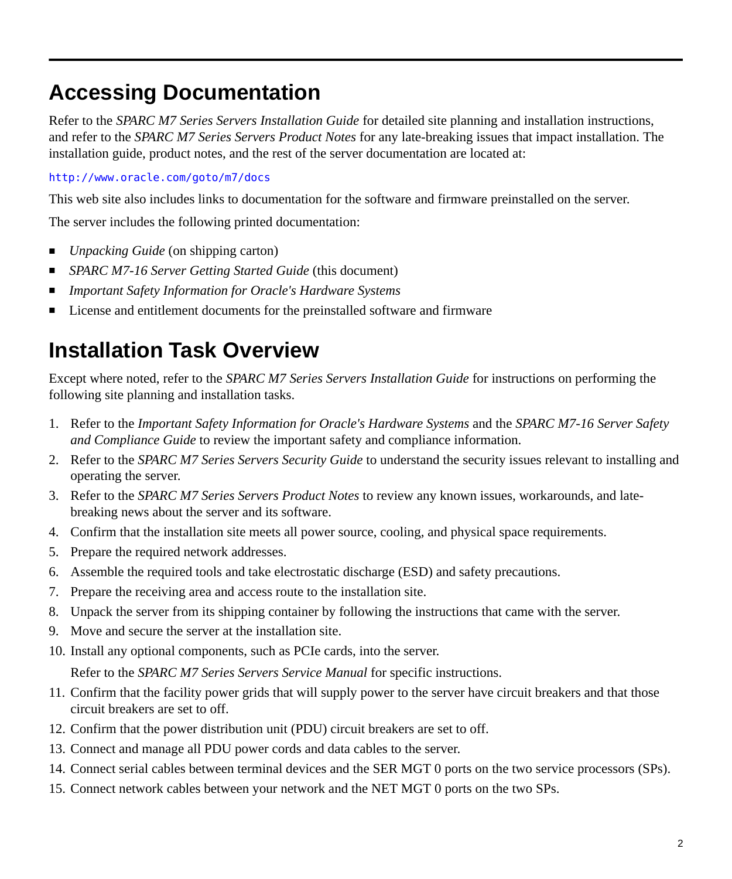## Accessing Documentation

Refer to the *SPARC M7 Series Servers Installation Guide* for detailed site planning and installation instructions, and refer to the *SPARC M7 Series Servers Product Notes* for any late-breaking issues that impact installation. The installation guide, product notes, and the rest of the server documentation are located at:

http://www.oracle.com/goto/m7/docs

This web site also includes links to documentation for the software and firmware preinstalled on the server.

The server includes the following printed documentation:

- *Unpacking Guide* (on shipping carton)
- *SPARC M7-16 Server Getting Started Guide* (this document)
- *Important Safety Information for Oracle's Hardware Systems*
- License and entitlement documents for the preinstalled software and firmware

## Installation Task Overview

Except where noted, refer to the *SPARC M7 Series Servers Installation Guide* for instructions on performing the following site planning and installation tasks.

1. Refer to the *Important Safety Information for Oracle's Hardware Systems* and the *SPARC M7-16 Server Safety and Compliance Guide* to review the important safety and compliance information.
2. Refer to the *SPARC M7 Series Servers Security Guide* to understand the security issues relevant to installing and operating the server.
3. Refer to the *SPARC M7 Series Servers Product Notes* to review any known issues, workarounds, and late-breaking news about the server and its software.
4. Confirm that the installation site meets all power source, cooling, and physical space requirements.
5. Prepare the required network addresses.
6. Assemble the required tools and take electrostatic discharge (ESD) and safety precautions.
7. Prepare the receiving area and access route to the installation site.
8. Unpack the server from its shipping container by following the instructions that came with the server.
9. Move and secure the server at the installation site.
10. Install any optional components, such as PCIe cards, into the server.

    Refer to the *SPARC M7 Series Servers Service Manual* for specific instructions.
11. Confirm that the facility power grids that will supply power to the server have circuit breakers and that those circuit breakers are set to off.
12. Confirm that the power distribution unit (PDU) circuit breakers are set to off.
13. Connect and manage all PDU power cords and data cables to the server.
14. Connect serial cables between terminal devices and the SER MGT 0 ports on the two service processors (SPs).
15. Connect network cables between your network and the NET MGT 0 ports on the two SPs.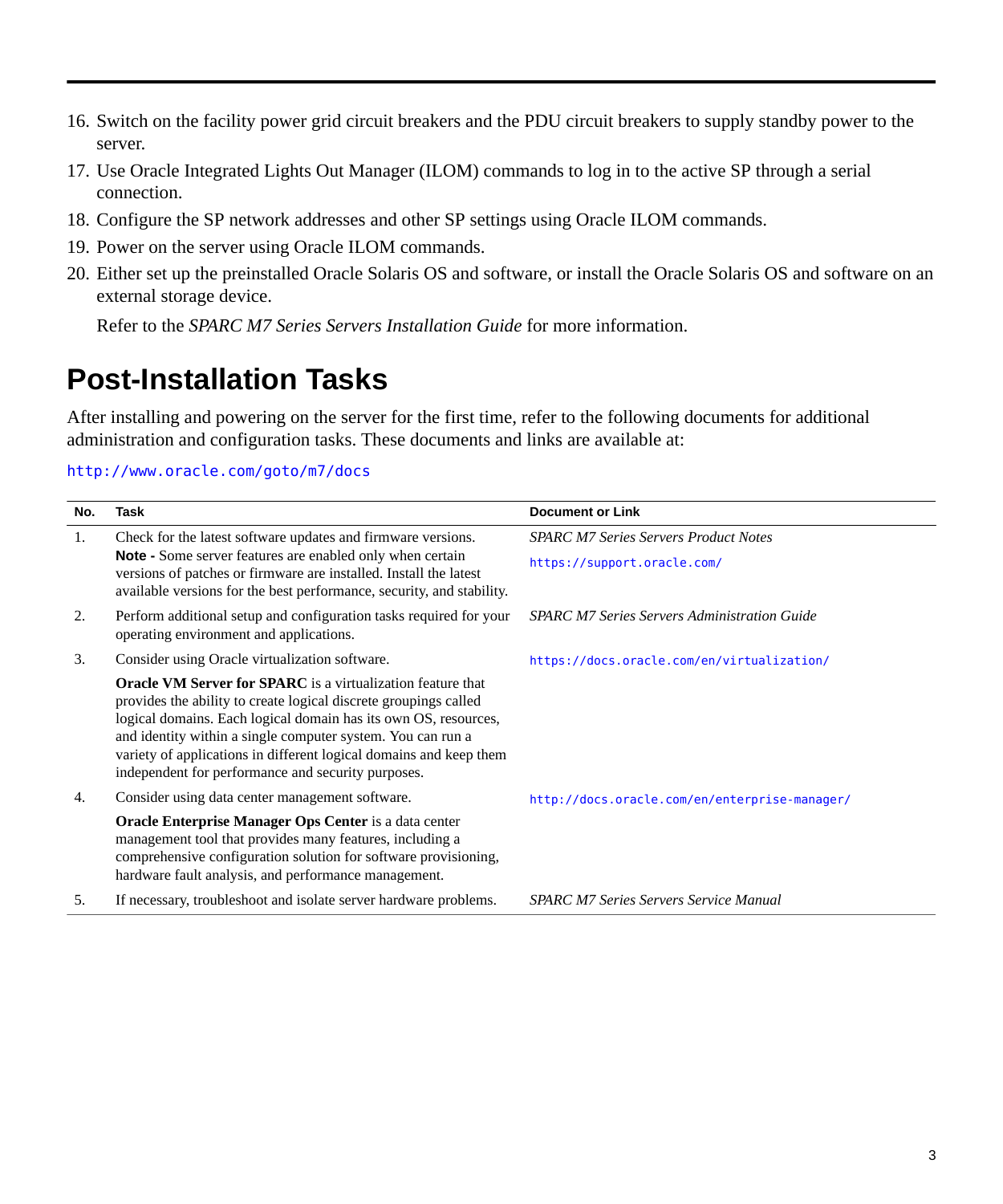16. Switch on the facility power grid circuit breakers and the PDU circuit breakers to supply standby power to the server.
17. Use Oracle Integrated Lights Out Manager (ILOM) commands to log in to the active SP through a serial connection.
18. Configure the SP network addresses and other SP settings using Oracle ILOM commands.
19. Power on the server using Oracle ILOM commands.
20. Either set up the preinstalled Oracle Solaris OS and software, or install the Oracle Solaris OS and software on an external storage device.

    Refer to the *SPARC M7 Series Servers Installation Guide* for more information.

# Post-Installation Tasks

After installing and powering on the server for the first time, refer to the following documents for additional administration and configuration tasks. These documents and links are available at:

`http://www.oracle.com/goto/m7/docs`

| No. | Task | Document or Link |
|---|---|---|
| 1. | Check for the latest software updates and firmware versions. **Note -** Some server features are enabled only when certain versions of patches or firmware are installed. Install the latest available versions for the best performance, security, and stability. | *SPARC M7 Series Servers Product Notes* `https://support.oracle.com/` |
| 2. | Perform additional setup and configuration tasks required for your operating environment and applications. | *SPARC M7 Series Servers Administration Guide* |
| 3. | Consider using Oracle virtualization software. **Oracle VM Server for SPARC** is a virtualization feature that provides the ability to create logical discrete groupings called logical domains. Each logical domain has its own OS, resources, and identity within a single computer system. You can run a variety of applications in different logical domains and keep them independent for performance and security purposes. | `https://docs.oracle.com/en/virtualization/` |
| 4. | Consider using data center management software. **Oracle Enterprise Manager Ops Center** is a data center management tool that provides many features, including a comprehensive configuration solution for software provisioning, hardware fault analysis, and performance management. | `http://docs.oracle.com/en/enterprise-manager/` |
| 5. | If necessary, troubleshoot and isolate server hardware problems. | *SPARC M7 Series Servers Service Manual* |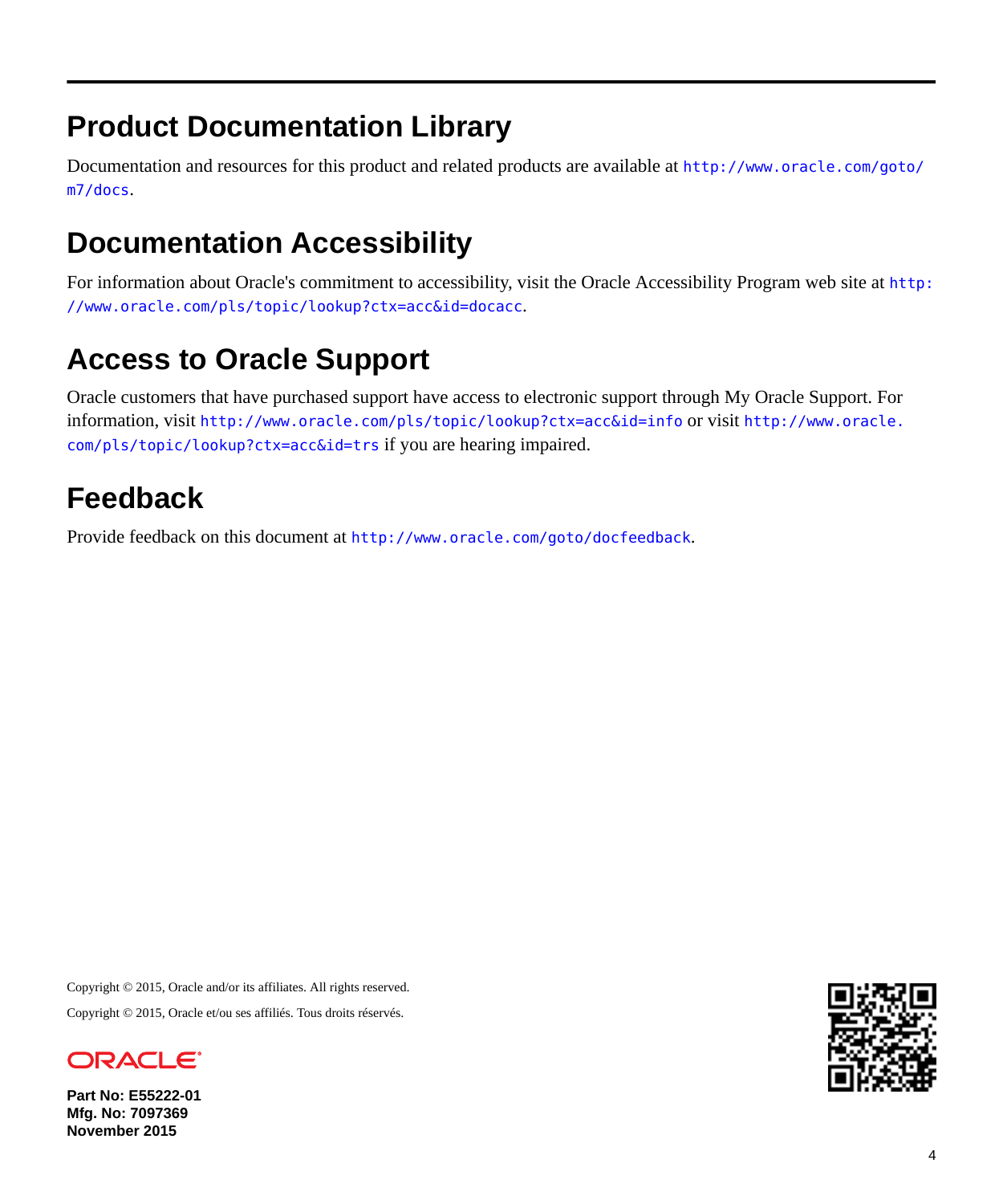## Product Documentation Library

Documentation and resources for this product and related products are available at http://www.oracle.com/goto/m7/docs.

## Documentation Accessibility

For information about Oracle's commitment to accessibility, visit the Oracle Accessibility Program web site at http://www.oracle.com/pls/topic/lookup?ctx=acc&id=docacc.

## Access to Oracle Support

Oracle customers that have purchased support have access to electronic support through My Oracle Support. For information, visit http://www.oracle.com/pls/topic/lookup?ctx=acc&id=info or visit http://www.oracle.com/pls/topic/lookup?ctx=acc&id=trs if you are hearing impaired.

## Feedback

Provide feedback on this document at http://www.oracle.com/goto/docfeedback.

Copyright © 2015, Oracle and/or its affiliates. All rights reserved.

Copyright © 2015, Oracle et/ou ses affiliés. Tous droits réservés.

ORACLE

**Part No: E55222-01**
**Mfg. No: 7097369**
**November 2015**